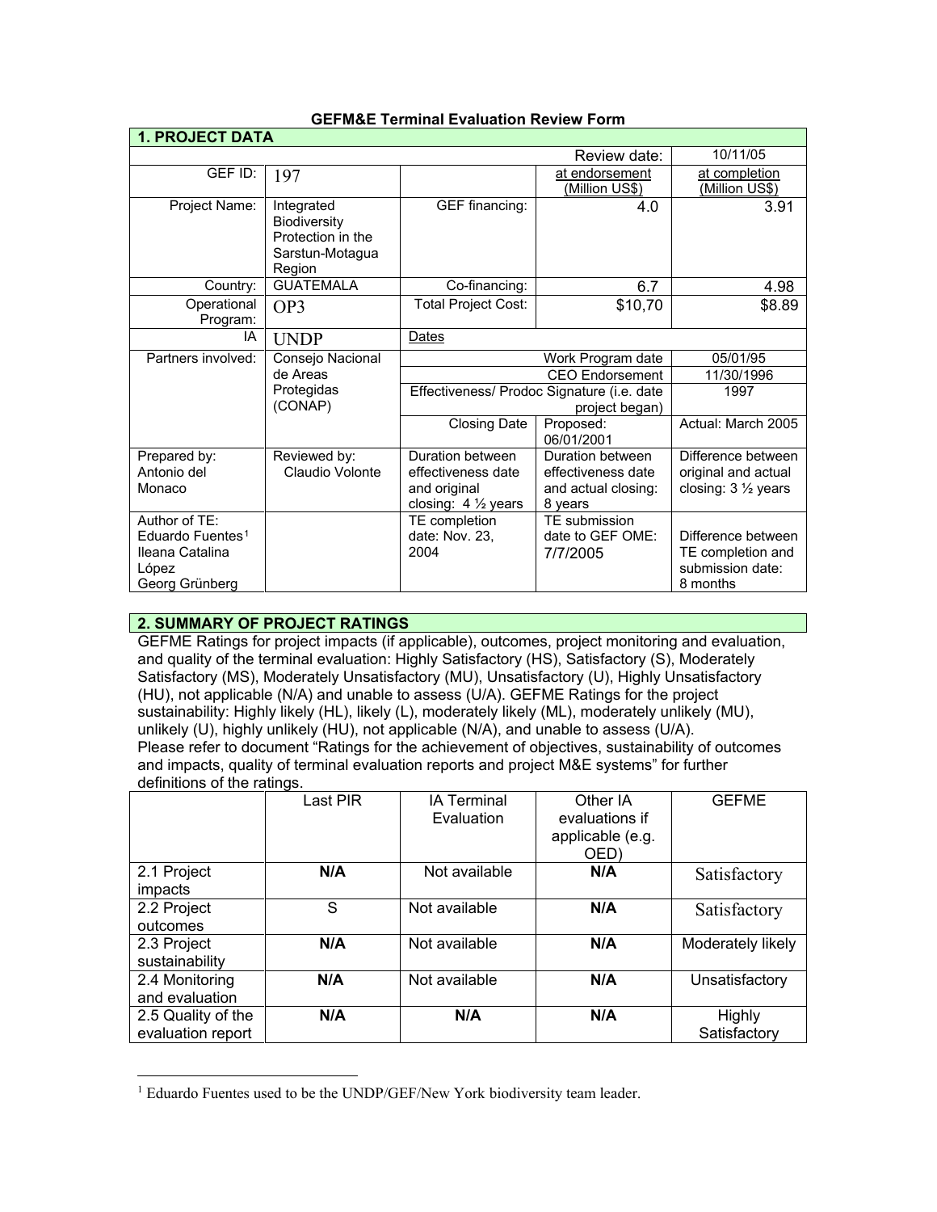# GEFM&E Terminal Evaluation Review Form

## 1. PROJECT DATA

| | | | Review date: | 10/11/05 |
|---|---|---|---|---|
| GEF ID: | 197 | | at endorsement (Million US$) | at completion (Million US$) |
| Project Name: | Integrated Biodiversity Protection in the Sarstun-Motagua Region | GEF financing: | 4.0 | 3.91 |
| Country: | GUATEMALA | Co-financing: | 6.7 | 4.98 |
| Operational Program: | OP3 | Total Project Cost: | $10,70 | $8.89 |
| IA | UNDP | Dates | | |
| Partners involved: | Consejo Nacional de Areas Protegidas (CONAP) | | Work Program date | 05/01/95 |
| | | | CEO Endorsement | 11/30/1996 |
| | | Effectiveness/ Prodoc Signature (i.e. date project began) | | 1997 |
| | | Closing Date | Proposed: 06/01/2001 | Actual: March 2005 |
| Prepared by: Antonio del Monaco | Reviewed by: Claudio Volonte | Duration between effectiveness date and original closing: 4 ½ years | Duration between effectiveness date and actual closing: 8 years | Difference between original and actual closing: 3 ½ years |
| Author of TE: Eduardo Fuentes[1] Ileana Catalina López Georg Grünberg | | TE completion date: Nov. 23, 2004 | TE submission date to GEF OME: 7/7/2005 | Difference between TE completion and submission date: 8 months |

## 2. SUMMARY OF PROJECT RATINGS

GEFME Ratings for project impacts (if applicable), outcomes, project monitoring and evaluation, and quality of the terminal evaluation: Highly Satisfactory (HS), Satisfactory (S), Moderately Satisfactory (MS), Moderately Unsatisfactory (MU), Unsatisfactory (U), Highly Unsatisfactory (HU), not applicable (N/A) and unable to assess (U/A). GEFME Ratings for the project sustainability: Highly likely (HL), likely (L), moderately likely (ML), moderately unlikely (MU), unlikely (U), highly unlikely (HU), not applicable (N/A), and unable to assess (U/A). Please refer to document "Ratings for the achievement of objectives, sustainability of outcomes and impacts, quality of terminal evaluation reports and project M&E systems" for further definitions of the ratings.

| | Last PIR | IA Terminal Evaluation | Other IA evaluations if applicable (e.g. OED) | GEFME |
|---|---|---|---|---|
| 2.1 Project impacts | **N/A** | Not available | **N/A** | Satisfactory |
| 2.2 Project outcomes | S | Not available | **N/A** | Satisfactory |
| 2.3 Project sustainability | **N/A** | Not available | **N/A** | Moderately likely |
| 2.4 Monitoring and evaluation | **N/A** | Not available | **N/A** | Unsatisfactory |
| 2.5 Quality of the evaluation report | **N/A** | **N/A** | **N/A** | Highly Satisfactory |

[1] Eduardo Fuentes used to be the UNDP/GEF/New York biodiversity team leader.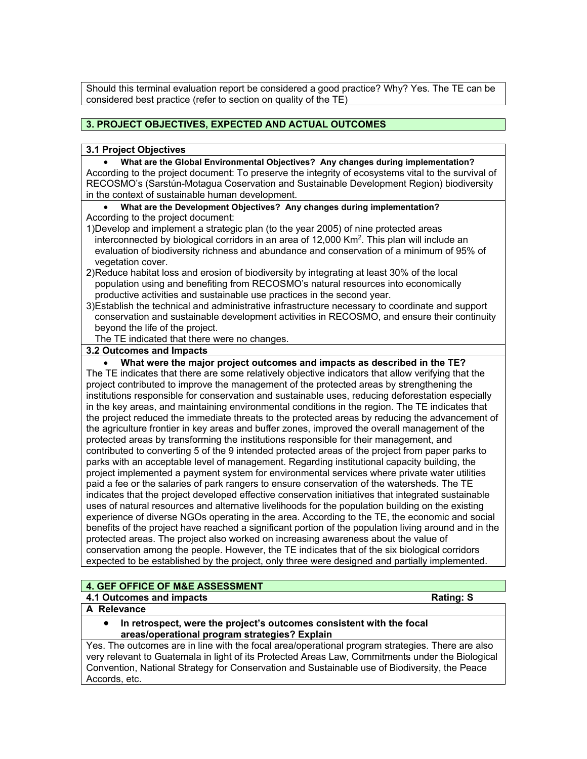Should this terminal evaluation report be considered a good practice? Why? Yes. The TE can be considered best practice (refer to section on quality of the TE)

## 3. PROJECT OBJECTIVES, EXPECTED AND ACTUAL OUTCOMES

### 3.1 Project Objectives

- **What are the Global Environmental Objectives? Any changes during implementation?**

According to the project document: To preserve the integrity of ecosystems vital to the survival of RECOSMO's (Sarstún-Motagua Coservation and Sustainable Development Region) biodiversity in the context of sustainable human development.

- **What are the Development Objectives? Any changes during implementation?**

According to the project document:

1) Develop and implement a strategic plan (to the year 2005) of nine protected areas interconnected by biological corridors in an area of 12,000 $Km^2$. This plan will include an evaluation of biodiversity richness and abundance and conservation of a minimum of 95% of vegetation cover.
2) Reduce habitat loss and erosion of biodiversity by integrating at least 30% of the local population using and benefiting from RECOSMO's natural resources into economically productive activities and sustainable use practices in the second year.
3) Establish the technical and administrative infrastructure necessary to coordinate and support conservation and sustainable development activities in RECOSMO, and ensure their continuity beyond the life of the project.

The TE indicated that there were no changes.

### 3.2 Outcomes and Impacts

- **What were the major project outcomes and impacts as described in the TE?**

The TE indicates that there are some relatively objective indicators that allow verifying that the project contributed to improve the management of the protected areas by strengthening the institutions responsible for conservation and sustainable uses, reducing deforestation especially in the key areas, and maintaining environmental conditions in the region. The TE indicates that the project reduced the immediate threats to the protected areas by reducing the advancement of the agriculture frontier in key areas and buffer zones, improved the overall management of the protected areas by transforming the institutions responsible for their management, and contributed to converting 5 of the 9 intended protected areas of the project from paper parks to parks with an acceptable level of management. Regarding institutional capacity building, the project implemented a payment system for environmental services where private water utilities paid a fee or the salaries of park rangers to ensure conservation of the watersheds. The TE indicates that the project developed effective conservation initiatives that integrated sustainable uses of natural resources and alternative livelihoods for the population building on the existing experience of diverse NGOs operating in the area. According to the TE, the economic and social benefits of the project have reached a significant portion of the population living around and in the protected areas. The project also worked on increasing awareness about the value of conservation among the people. However, the TE indicates that of the six biological corridors expected to be established by the project, only three were designed and partially implemented.

## 4. GEF OFFICE OF M&E ASSESSMENT

### 4.1 Outcomes and impacts — Rating: S

**A Relevance**

- **In retrospect, were the project's outcomes consistent with the focal areas/operational program strategies? Explain**

Yes. The outcomes are in line with the focal area/operational program strategies. There are also very relevant to Guatemala in light of its Protected Areas Law, Commitments under the Biological Convention, National Strategy for Conservation and Sustainable use of Biodiversity, the Peace Accords, etc.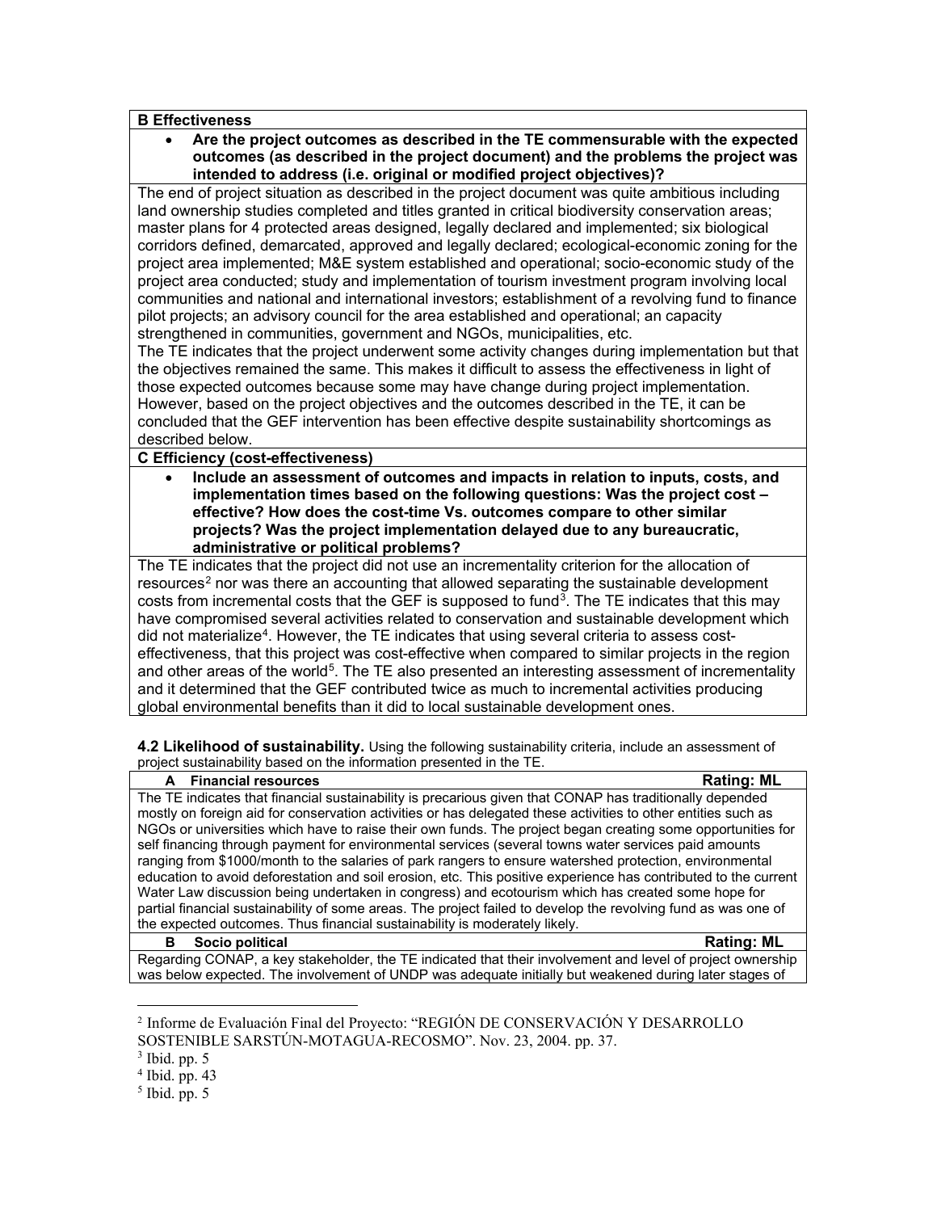**B Effectiveness**

- **Are the project outcomes as described in the TE commensurable with the expected outcomes (as described in the project document) and the problems the project was intended to address (i.e. original or modified project objectives)?**

The end of project situation as described in the project document was quite ambitious including land ownership studies completed and titles granted in critical biodiversity conservation areas; master plans for 4 protected areas designed, legally declared and implemented; six biological corridors defined, demarcated, approved and legally declared; ecological-economic zoning for the project area implemented; M&E system established and operational; socio-economic study of the project area conducted; study and implementation of tourism investment program involving local communities and national and international investors; establishment of a revolving fund to finance pilot projects; an advisory council for the area established and operational; an capacity strengthened in communities, government and NGOs, municipalities, etc.

The TE indicates that the project underwent some activity changes during implementation but that the objectives remained the same. This makes it difficult to assess the effectiveness in light of those expected outcomes because some may have change during project implementation. However, based on the project objectives and the outcomes described in the TE, it can be concluded that the GEF intervention has been effective despite sustainability shortcomings as described below.

**C Efficiency (cost-effectiveness)**

- **Include an assessment of outcomes and impacts in relation to inputs, costs, and implementation times based on the following questions: Was the project cost – effective? How does the cost-time Vs. outcomes compare to other similar projects? Was the project implementation delayed due to any bureaucratic, administrative or political problems?**

The TE indicates that the project did not use an incrementality criterion for the allocation of resources[2] nor was there an accounting that allowed separating the sustainable development costs from incremental costs that the GEF is supposed to fund[3]. The TE indicates that this may have compromised several activities related to conservation and sustainable development which did not materialize[4]. However, the TE indicates that using several criteria to assess cost-effectiveness, that this project was cost-effective when compared to similar projects in the region and other areas of the world[5]. The TE also presented an interesting assessment of incrementality and it determined that the GEF contributed twice as much to incremental activities producing global environmental benefits than it did to local sustainable development ones.

**4.2 Likelihood of sustainability.** Using the following sustainability criteria, include an assessment of project sustainability based on the information presented in the TE.

| **A Financial resources** | **Rating: ML** |
|---|---|
| The TE indicates that financial sustainability is precarious given that CONAP has traditionally depended mostly on foreign aid for conservation activities or has delegated these activities to other entities such as NGOs or universities which have to raise their own funds. The project began creating some opportunities for self financing through payment for environmental services (several towns water services paid amounts ranging from $1000/month to the salaries of park rangers to ensure watershed protection, environmental education to avoid deforestation and soil erosion, etc. This positive experience has contributed to the current Water Law discussion being undertaken in congress) and ecotourism which has created some hope for partial financial sustainability of some areas. The project failed to develop the revolving fund as was one of the expected outcomes. Thus financial sustainability is moderately likely. | |
| **B Socio political** | **Rating: ML** |
| Regarding CONAP, a key stakeholder, the TE indicated that their involvement and level of project ownership was below expected. The involvement of UNDP was adequate initially but weakened during later stages of | |

[2] Informe de Evaluación Final del Proyecto: "REGIÓN DE CONSERVACIÓN Y DESARROLLO SOSTENIBLE SARSTÚN-MOTAGUA-RECOSMO". Nov. 23, 2004. pp. 37.

[3] Ibid. pp. 5

[4] Ibid. pp. 43

[5] Ibid. pp. 5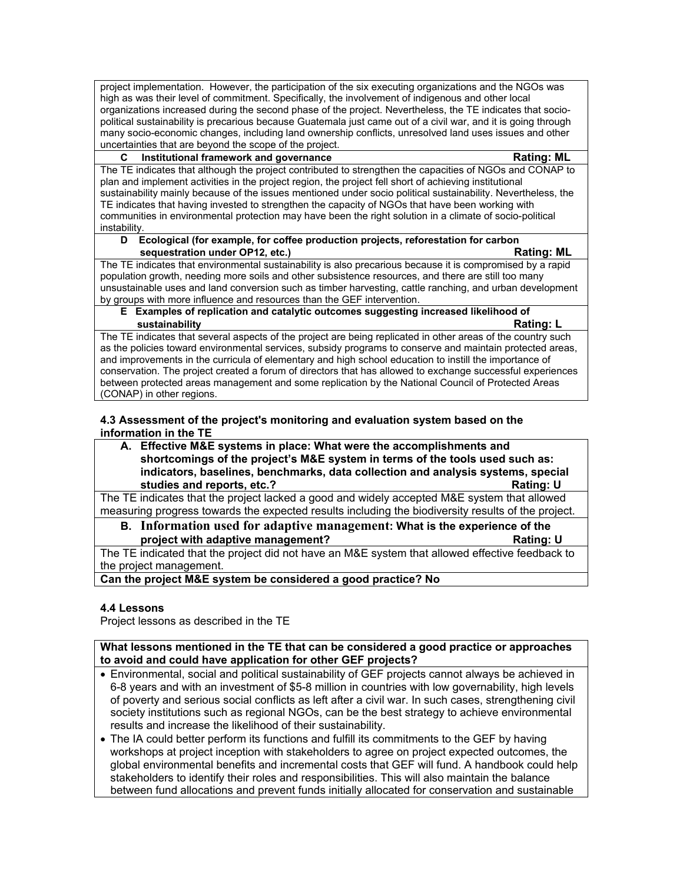project implementation. However, the participation of the six executing organizations and the NGOs was high as was their level of commitment. Specifically, the involvement of indigenous and other local organizations increased during the second phase of the project. Nevertheless, the TE indicates that socio-political sustainability is precarious because Guatemala just came out of a civil war, and it is going through many socio-economic changes, including land ownership conflicts, unresolved land uses issues and other uncertainties that are beyond the scope of the project.

**C Institutional framework and governance** **Rating: ML**

The TE indicates that although the project contributed to strengthen the capacities of NGOs and CONAP to plan and implement activities in the project region, the project fell short of achieving institutional sustainability mainly because of the issues mentioned under socio political sustainability. Nevertheless, the TE indicates that having invested to strengthen the capacity of NGOs that have been working with communities in environmental protection may have been the right solution in a climate of socio-political instability.

**D Ecological (for example, for coffee production projects, reforestation for carbon sequestration under OP12, etc.)** **Rating: ML**

The TE indicates that environmental sustainability is also precarious because it is compromised by a rapid population growth, needing more soils and other subsistence resources, and there are still too many unsustainable uses and land conversion such as timber harvesting, cattle ranching, and urban development by groups with more influence and resources than the GEF intervention.

**E Examples of replication and catalytic outcomes suggesting increased likelihood of sustainability** **Rating: L**

The TE indicates that several aspects of the project are being replicated in other areas of the country such as the policies toward environmental services, subsidy programs to conserve and maintain protected areas, and improvements in the curricula of elementary and high school education to instill the importance of conservation. The project created a forum of directors that has allowed to exchange successful experiences between protected areas management and some replication by the National Council of Protected Areas (CONAP) in other regions.

### 4.3 Assessment of the project's monitoring and evaluation system based on the information in the TE

**A. Effective M&E systems in place: What were the accomplishments and shortcomings of the project's M&E system in terms of the tools used such as: indicators, baselines, benchmarks, data collection and analysis systems, special studies and reports, etc.?** **Rating: U**

The TE indicates that the project lacked a good and widely accepted M&E system that allowed measuring progress towards the expected results including the biodiversity results of the project.

**B. Information used for adaptive management: What is the experience of the project with adaptive management?** **Rating: U**

The TE indicated that the project did not have an M&E system that allowed effective feedback to the project management.

**Can the project M&E system be considered a good practice? No**

### 4.4 Lessons

Project lessons as described in the TE

**What lessons mentioned in the TE that can be considered a good practice or approaches to avoid and could have application for other GEF projects?**

- Environmental, social and political sustainability of GEF projects cannot always be achieved in 6-8 years and with an investment of $5-8 million in countries with low governability, high levels of poverty and serious social conflicts as left after a civil war. In such cases, strengthening civil society institutions such as regional NGOs, can be the best strategy to achieve environmental results and increase the likelihood of their sustainability.
- The IA could better perform its functions and fulfill its commitments to the GEF by having workshops at project inception with stakeholders to agree on project expected outcomes, the global environmental benefits and incremental costs that GEF will fund. A handbook could help stakeholders to identify their roles and responsibilities. This will also maintain the balance between fund allocations and prevent funds initially allocated for conservation and sustainable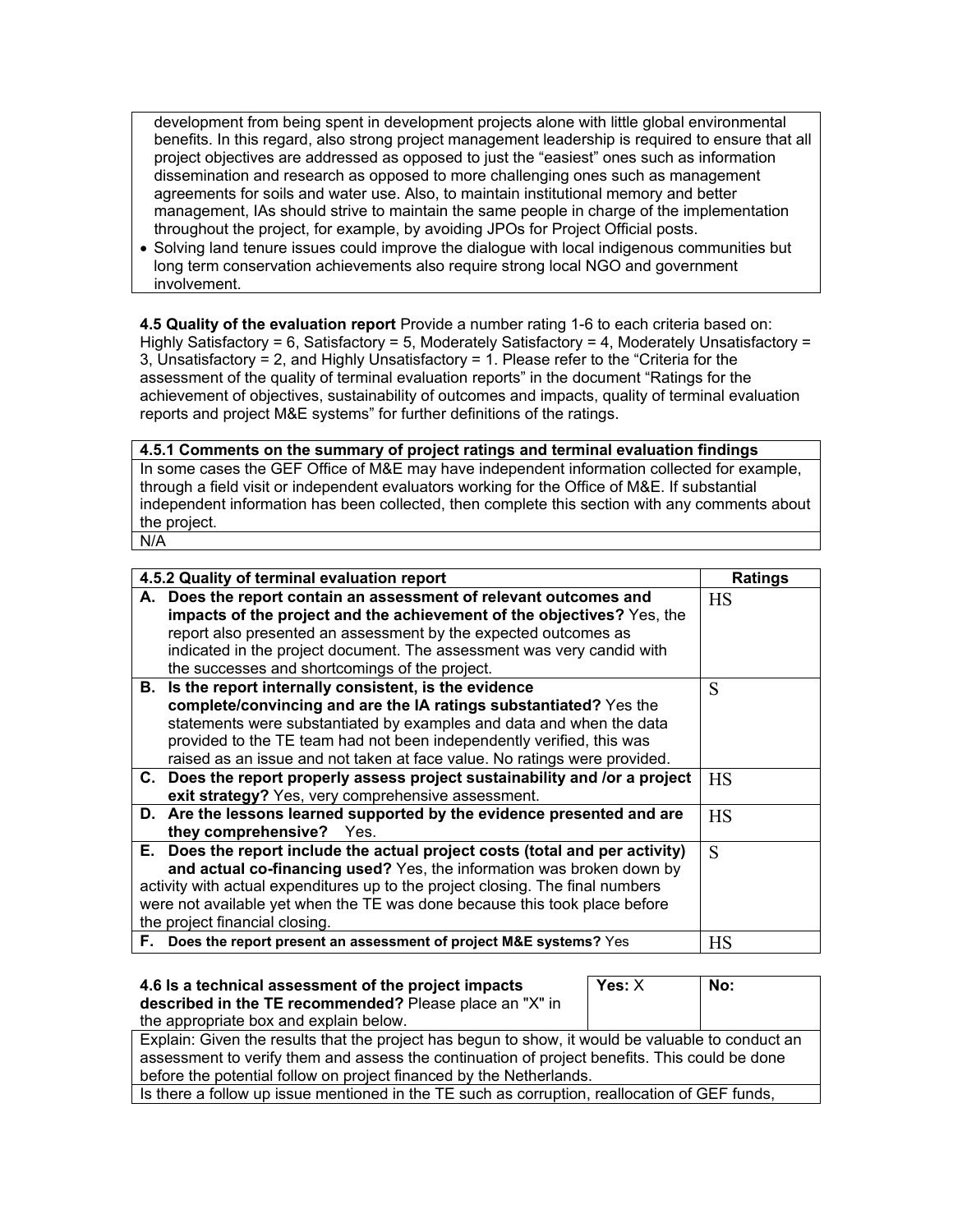development from being spent in development projects alone with little global environmental benefits. In this regard, also strong project management leadership is required to ensure that all project objectives are addressed as opposed to just the "easiest" ones such as information dissemination and research as opposed to more challenging ones such as management agreements for soils and water use. Also, to maintain institutional memory and better management, IAs should strive to maintain the same people in charge of the implementation throughout the project, for example, by avoiding JPOs for Project Official posts.

- Solving land tenure issues could improve the dialogue with local indigenous communities but long term conservation achievements also require strong local NGO and government involvement.

**4.5 Quality of the evaluation report** Provide a number rating 1-6 to each criteria based on: Highly Satisfactory = 6, Satisfactory = 5, Moderately Satisfactory = 4, Moderately Unsatisfactory = 3, Unsatisfactory = 2, and Highly Unsatisfactory = 1. Please refer to the "Criteria for the assessment of the quality of terminal evaluation reports" in the document "Ratings for the achievement of objectives, sustainability of outcomes and impacts, quality of terminal evaluation reports and project M&E systems" for further definitions of the ratings.

| **4.5.1 Comments on the summary of project ratings and terminal evaluation findings** |
|---|
| In some cases the GEF Office of M&E may have independent information collected for example, through a field visit or independent evaluators working for the Office of M&E. If substantial independent information has been collected, then complete this section with any comments about the project. |
| N/A |

| **4.5.2 Quality of terminal evaluation report** | **Ratings** |
|---|---|
| **A. Does the report contain an assessment of relevant outcomes and impacts of the project and the achievement of the objectives?** Yes, the report also presented an assessment by the expected outcomes as indicated in the project document. The assessment was very candid with the successes and shortcomings of the project. | HS |
| **B. Is the report internally consistent, is the evidence complete/convincing and are the IA ratings substantiated?** Yes the statements were substantiated by examples and data and when the data provided to the TE team had not been independently verified, this was raised as an issue and not taken at face value. No ratings were provided. | S |
| **C. Does the report properly assess project sustainability and /or a project exit strategy?** Yes, very comprehensive assessment. | HS |
| **D. Are the lessons learned supported by the evidence presented and are they comprehensive?** Yes. | HS |
| **E. Does the report include the actual project costs (total and per activity) and actual co-financing used?** Yes, the information was broken down by activity with actual expenditures up to the project closing. The final numbers were not available yet when the TE was done because this took place before the project financial closing. | S |
| **F. Does the report present an assessment of project M&E systems?** Yes | HS |

| **4.6 Is a technical assessment of the project impacts described in the TE recommended?** Please place an "X" in the appropriate box and explain below. | **Yes:** X | **No:** |
|---|---|---|
| Explain: Given the results that the project has begun to show, it would be valuable to conduct an assessment to verify them and assess the continuation of project benefits. This could be done before the potential follow on project financed by the Netherlands. | | |
| Is there a follow up issue mentioned in the TE such as corruption, reallocation of GEF funds, | | |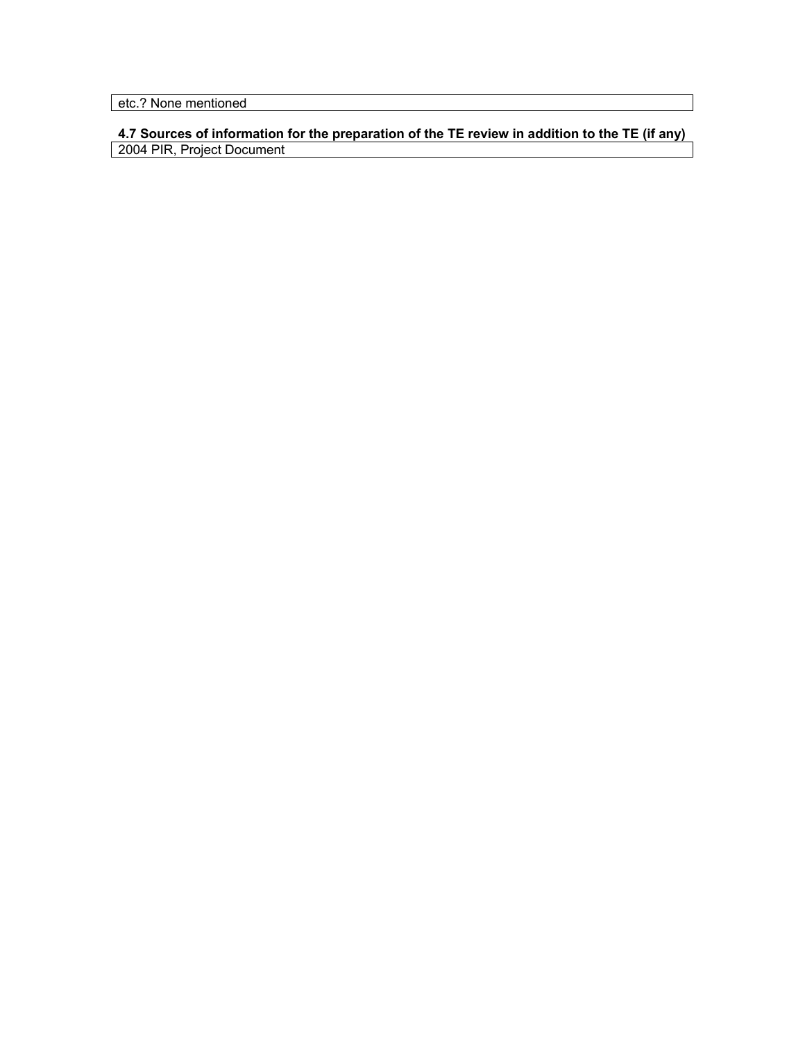| |
|---|
| etc.? None mentioned |

**4.7 Sources of information for the preparation of the TE review in addition to the TE (if any)**

| |
|---|
| 2004 PIR, Project Document |